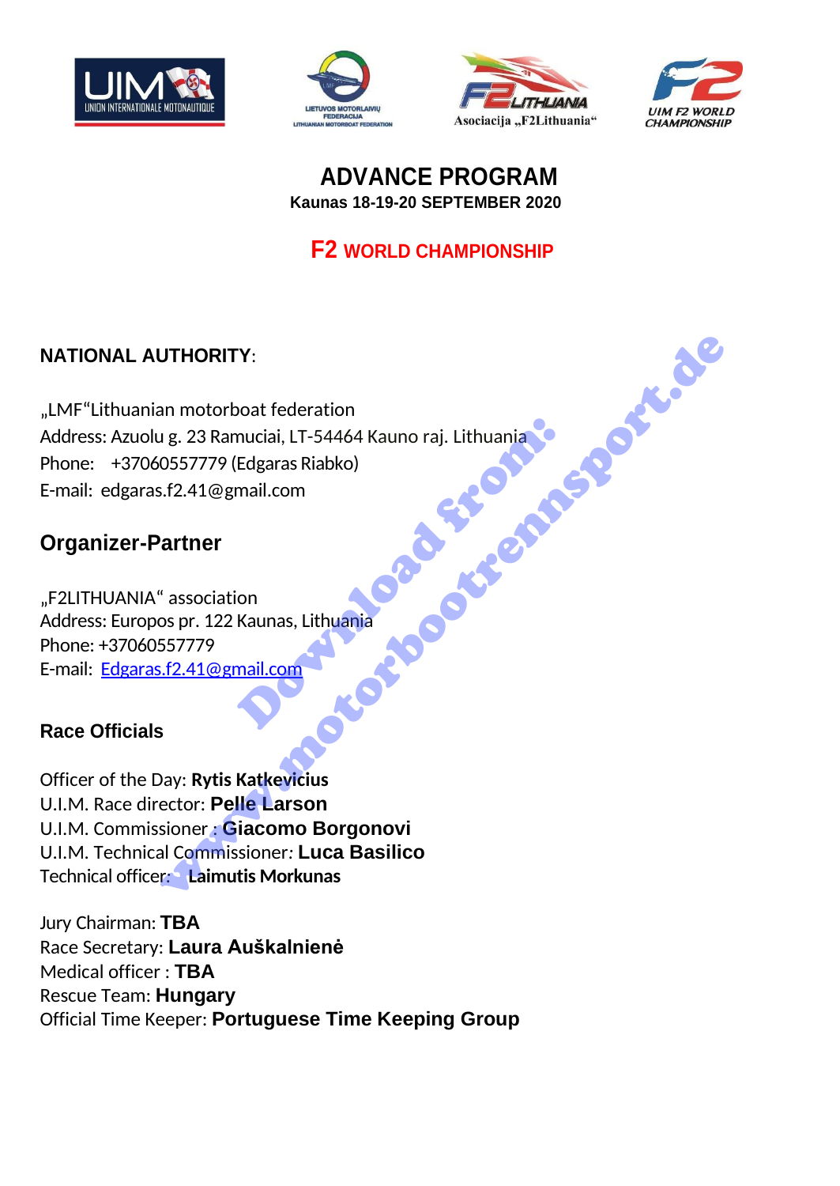# ADVANCE PROGRAM

**Kaunas 18-19-20 SEPTEMBER 2020**

## F2 WORLD CHAMPIONSHIP

**NATIONAL AUTHORITY**:

„LMF"Lithuanian motorboat federation
Address: Azuolu g. 23 Ramuciai, LT-54464 Kauno raj. Lithuania
Phone: +37060557779 (Edgaras Riabko)
E-mail: edgaras.f2.41@gmail.com

## Organizer-Partner

„F2LITHUANIA" association
Address: Europos pr. 122 Kaunas, Lithuania
Phone: +37060557779
E-mail: Edgaras.f2.41@gmail.com

### Race Officials

Officer of the Day: **Rytis Katkevicius**
U.I.M. Race director: **Pelle Larson**
U.I.M. Commissioner : **Giacomo Borgonovi**
U.I.M. Technical Commissioner: **Luca Basilico**
Technical officer: **Laimutis Morkunas**

Jury Chairman: **TBA**
Race Secretary: **Laura Auškalnienė**
Medical officer : **TBA**
Rescue Team: **Hungary**
Official Time Keeper: **Portuguese Time Keeping Group**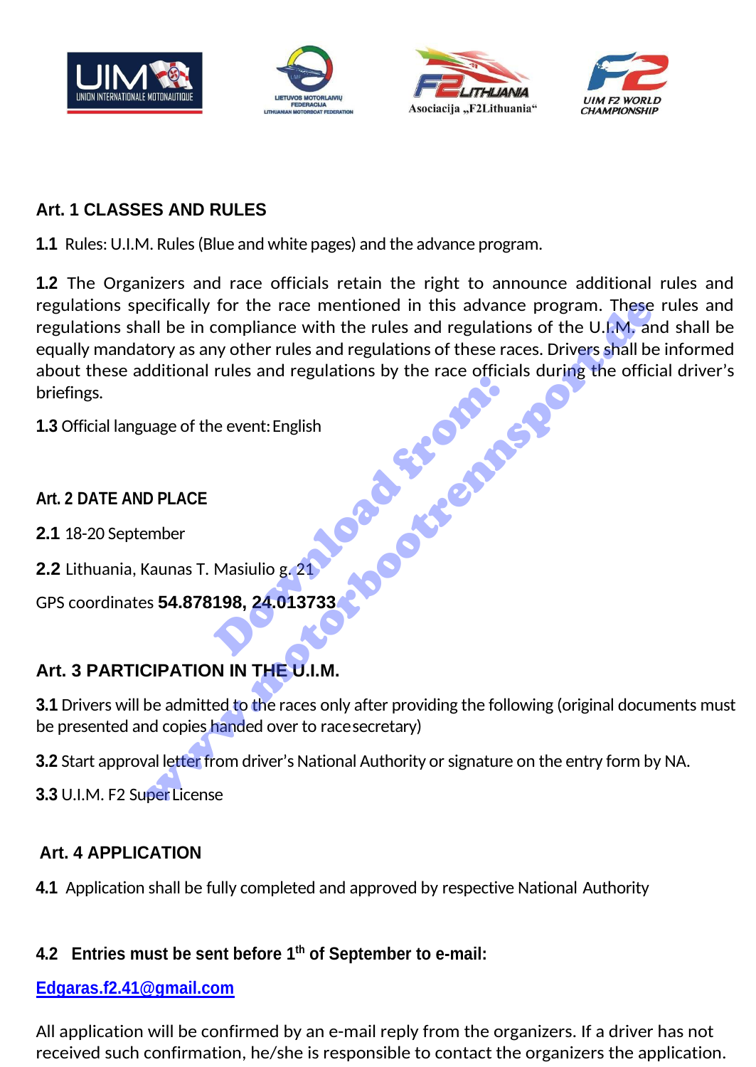## Art. 1 CLASSES AND RULES

**1.1** Rules: U.I.M. Rules (Blue and white pages) and the advance program.

**1.2** The Organizers and race officials retain the right to announce additional rules and regulations specifically for the race mentioned in this advance program. These rules and regulations shall be in compliance with the rules and regulations of the U.I.M. and shall be equally mandatory as any other rules and regulations of these races. Drivers shall be informed about these additional rules and regulations by the race officials during the official driver's briefings.

**1.3** Official language of the event: English

## Art. 2 DATE AND PLACE

**2.1** 18-20 September

**2.2** Lithuania, Kaunas T. Masiulio g. 21

GPS coordinates **54.878198, 24.013733**

## Art. 3 PARTICIPATION IN THE U.I.M.

**3.1** Drivers will be admitted to the races only after providing the following (original documents must be presented and copies handed over to race secretary)

**3.2** Start approval letter from driver's National Authority or signature on the entry form by NA.

**3.3** U.I.M. F2 Super License

## Art. 4 APPLICATION

**4.1** Application shall be fully completed and approved by respective National Authority

**4.2 Entries must be sent before 1th of September to e-mail:**

**Edgaras.f2.41@gmail.com**

All application will be confirmed by an e-mail reply from the organizers. If a driver has not received such confirmation, he/she is responsible to contact the organizers the application.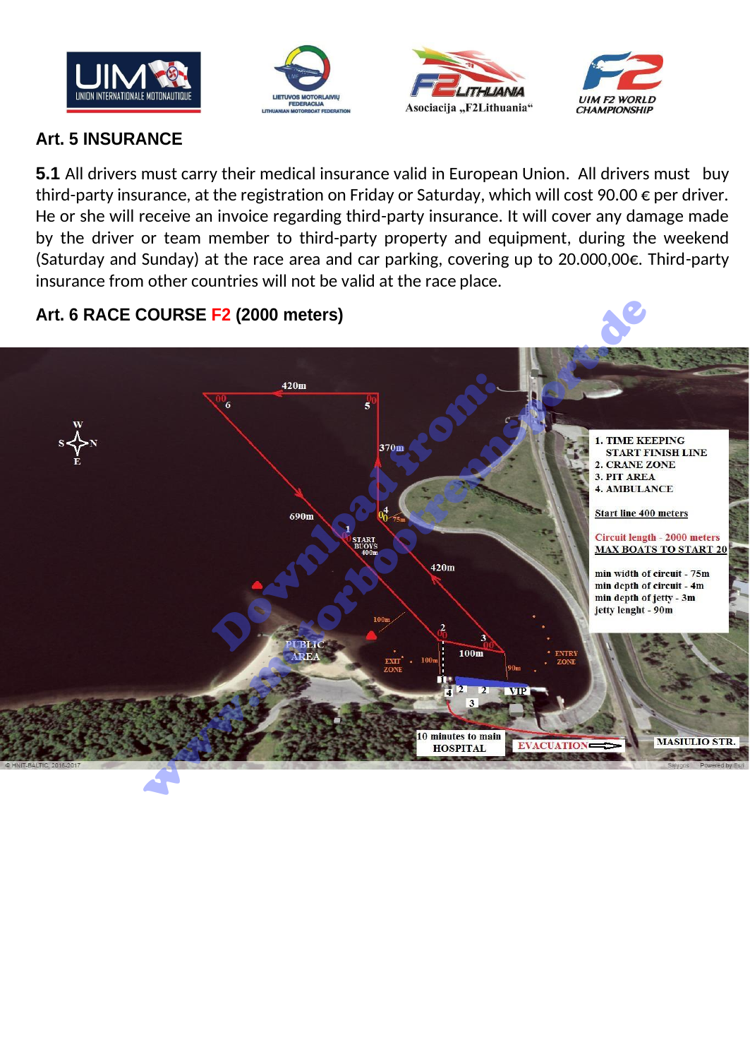## Art. 5 INSURANCE

**5.1** All drivers must carry their medical insurance valid in European Union. All drivers must buy third-party insurance, at the registration on Friday or Saturday, which will cost 90.00 € per driver. He or she will receive an invoice regarding third-party insurance. It will cover any damage made by the driver or team member to third-party property and equipment, during the weekend (Saturday and Sunday) at the race area and car parking, covering up to 20.000,00€. Third-party insurance from other countries will not be valid at the race place.

## Art. 6 RACE COURSE F2 (2000 meters)

1. TIME KEEPING
   START FINISH LINE
2. CRANE ZONE
3. PIT AREA
4. AMBULANCE

Start line 400 meters

Circuit length - 2000 meters
MAX BOATS TO START 20

min width of circuit - 75m
min depth of circuit - 4m
min depth of jetty - 3m
jetty lenght - 90m

10 minutes to main HOSPITAL

EVACUATION

MASIULIO STR.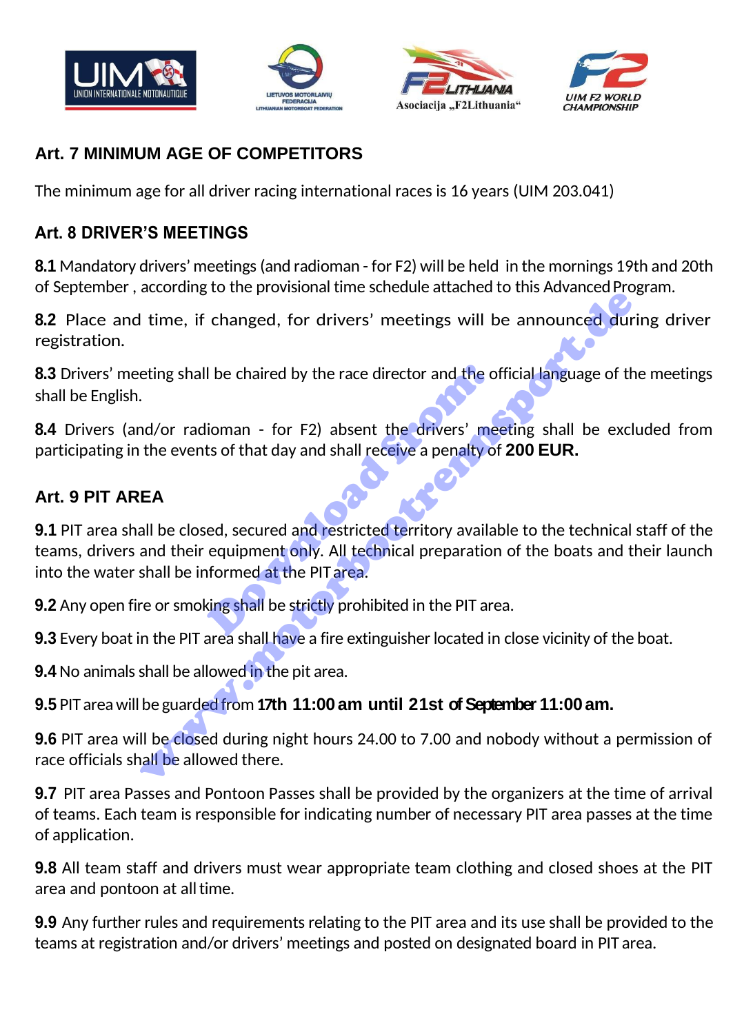## Art. 7 MINIMUM AGE OF COMPETITORS

The minimum age for all driver racing international races is 16 years (UIM 203.041)

## Art. 8 DRIVER'S MEETINGS

**8.1** Mandatory drivers' meetings (and radioman - for F2) will be held in the mornings 19th and 20th of September , according to the provisional time schedule attached to this Advanced Program.

**8.2** Place and time, if changed, for drivers' meetings will be announced during driver registration.

**8.3** Drivers' meeting shall be chaired by the race director and the official language of the meetings shall be English.

**8.4** Drivers (and/or radioman - for F2) absent the drivers' meeting shall be excluded from participating in the events of that day and shall receive a penalty of **200 EUR.**

## Art. 9 PIT AREA

**9.1** PIT area shall be closed, secured and restricted territory available to the technical staff of the teams, drivers and their equipment only. All technical preparation of the boats and their launch into the water shall be informed at the PIT area.

**9.2** Any open fire or smoking shall be strictly prohibited in the PIT area.

**9.3** Every boat in the PIT area shall have a fire extinguisher located in close vicinity of the boat.

**9.4** No animals shall be allowed in the pit area.

**9.5** PIT area will be guarded from **17th 11:00 am until 21st of September 11:00 am.**

**9.6** PIT area will be closed during night hours 24.00 to 7.00 and nobody without a permission of race officials shall be allowed there.

**9.7** PIT area Passes and Pontoon Passes shall be provided by the organizers at the time of arrival of teams. Each team is responsible for indicating number of necessary PIT area passes at the time of application.

**9.8** All team staff and drivers must wear appropriate team clothing and closed shoes at the PIT area and pontoon at all time.

**9.9** Any further rules and requirements relating to the PIT area and its use shall be provided to the teams at registration and/or drivers' meetings and posted on designated board in PIT area.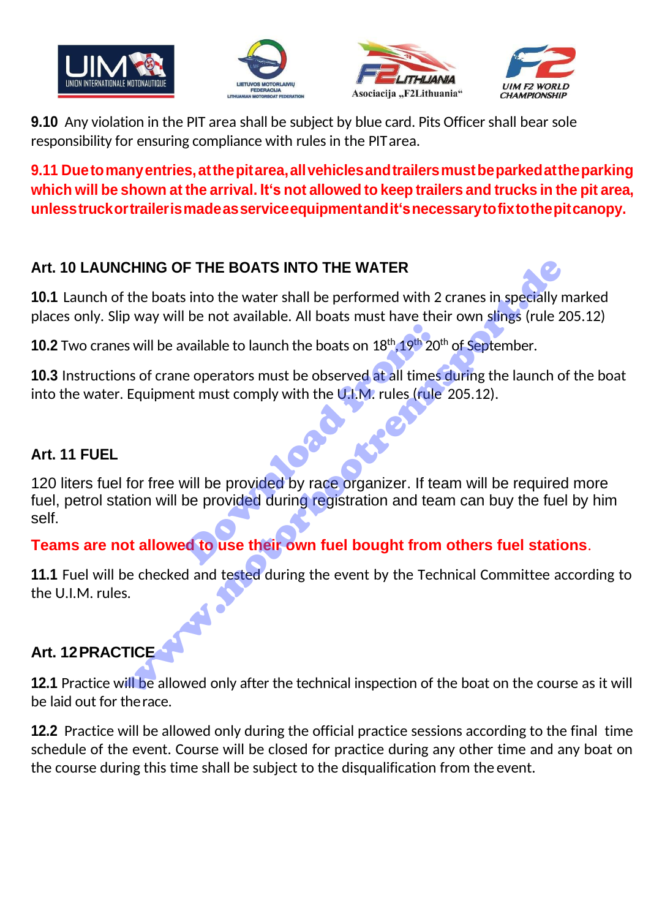**9.10** Any violation in the PIT area shall be subject by blue card. Pits Officer shall bear sole responsibility for ensuring compliance with rules in the PIT area.

**9.11 Due to many entries, at the pit area, all vehicles and trailers must be parked at the parking which will be shown at the arrival. It's not allowed to keep trailers and trucks in the pit area, unless truck or trailer is made as service equipment and it's necessary to fix to the pit canopy.**

## Art. 10 LAUNCHING OF THE BOATS INTO THE WATER

**10.1** Launch of the boats into the water shall be performed with 2 cranes in specially marked places only. Slip way will be not available. All boats must have their own slings (rule 205.12)

**10.2** Two cranes will be available to launch the boats on 18th, 19th 20th of September.

**10.3** Instructions of crane operators must be observed at all times during the launch of the boat into the water. Equipment must comply with the U.I.M. rules (rule 205.12).

## Art. 11 FUEL

120 liters fuel for free will be provided by race organizer. If team will be required more fuel, petrol station will be provided during registration and team can buy the fuel by him self.

**Teams are not allowed to use their own fuel bought from others fuel stations.**

**11.1** Fuel will be checked and tested during the event by the Technical Committee according to the U.I.M. rules.

## Art. 12 PRACTICE

**12.1** Practice will be allowed only after the technical inspection of the boat on the course as it will be laid out for the race.

**12.2** Practice will be allowed only during the official practice sessions according to the final time schedule of the event. Course will be closed for practice during any other time and any boat on the course during this time shall be subject to the disqualification from the event.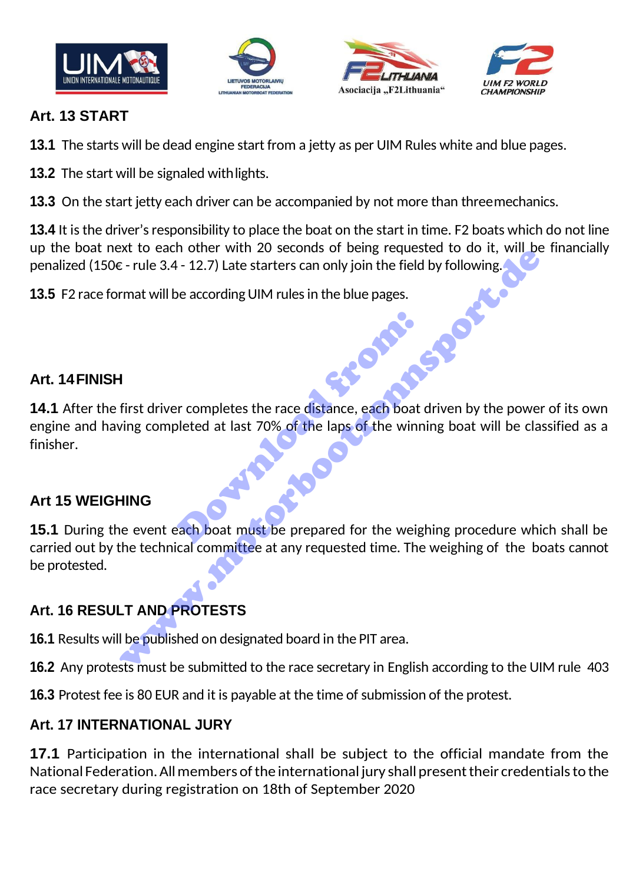## Art. 13 START

**13.1** The starts will be dead engine start from a jetty as per UIM Rules white and blue pages.

**13.2** The start will be signaled with lights.

**13.3** On the start jetty each driver can be accompanied by not more than three mechanics.

**13.4** It is the driver's responsibility to place the boat on the start in time. F2 boats which do not line up the boat next to each other with 20 seconds of being requested to do it, will be financially penalized (150€ - rule 3.4 - 12.7) Late starters can only join the field by following.

**13.5** F2 race format will be according UIM rules in the blue pages.

## Art. 14 FINISH

**14.1** After the first driver completes the race distance, each boat driven by the power of its own engine and having completed at last 70% of the laps of the winning boat will be classified as a finisher.

## Art 15 WEIGHING

**15.1** During the event each boat must be prepared for the weighing procedure which shall be carried out by the technical committee at any requested time. The weighing of the boats cannot be protested.

## Art. 16 RESULT AND PROTESTS

**16.1** Results will be published on designated board in the PIT area.

**16.2** Any protests must be submitted to the race secretary in English according to the UIM rule 403

**16.3** Protest fee is 80 EUR and it is payable at the time of submission of the protest.

## Art. 17 INTERNATIONAL JURY

**17.1** Participation in the international shall be subject to the official mandate from the National Federation. All members of the international jury shall present their credentials to the race secretary during registration on 18th of September 2020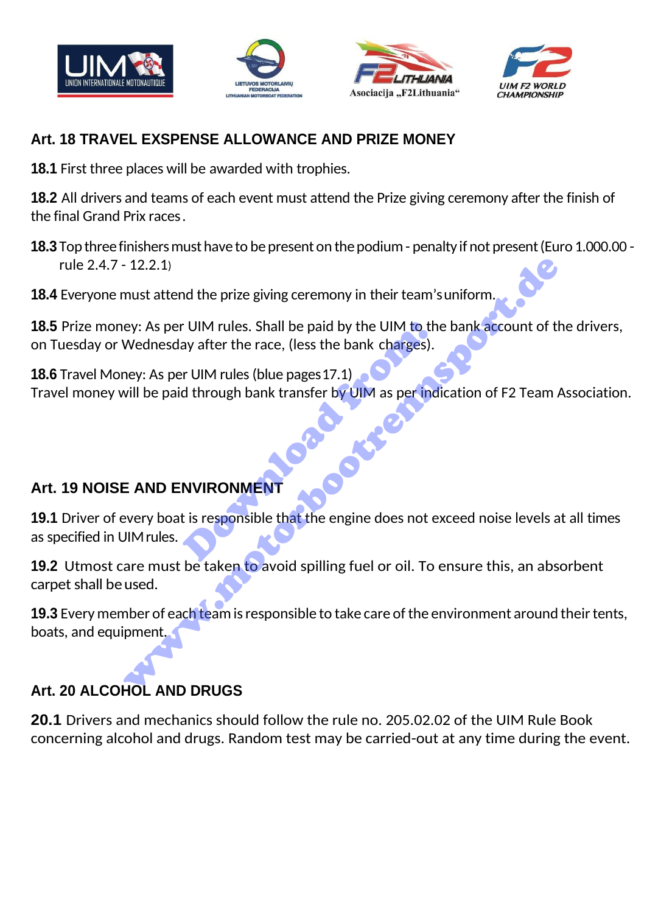## Art. 18 TRAVEL EXSPENSE ALLOWANCE AND PRIZE MONEY

**18.1** First three places will be awarded with trophies.

**18.2** All drivers and teams of each event must attend the Prize giving ceremony after the finish of the final Grand Prix races.

**18.3** Top three finishers must have to be present on the podium - penalty if not present (Euro 1.000.00 - rule 2.4.7 - 12.2.1)

**18.4** Everyone must attend the prize giving ceremony in their team's uniform.

**18.5** Prize money: As per UIM rules. Shall be paid by the UIM to the bank account of the drivers, on Tuesday or Wednesday after the race, (less the bank charges).

**18.6** Travel Money: As per UIM rules (blue pages 17.1)
Travel money will be paid through bank transfer by UIM as per indication of F2 Team Association.

## Art. 19 NOISE AND ENVIRONMENT

**19.1** Driver of every boat is responsible that the engine does not exceed noise levels at all times as specified in UIM rules.

**19.2** Utmost care must be taken to avoid spilling fuel or oil. To ensure this, an absorbent carpet shall be used.

**19.3** Every member of each team is responsible to take care of the environment around their tents, boats, and equipment.

## Art. 20 ALCOHOL AND DRUGS

**20.1** Drivers and mechanics should follow the rule no. 205.02.02 of the UIM Rule Book concerning alcohol and drugs. Random test may be carried-out at any time during the event.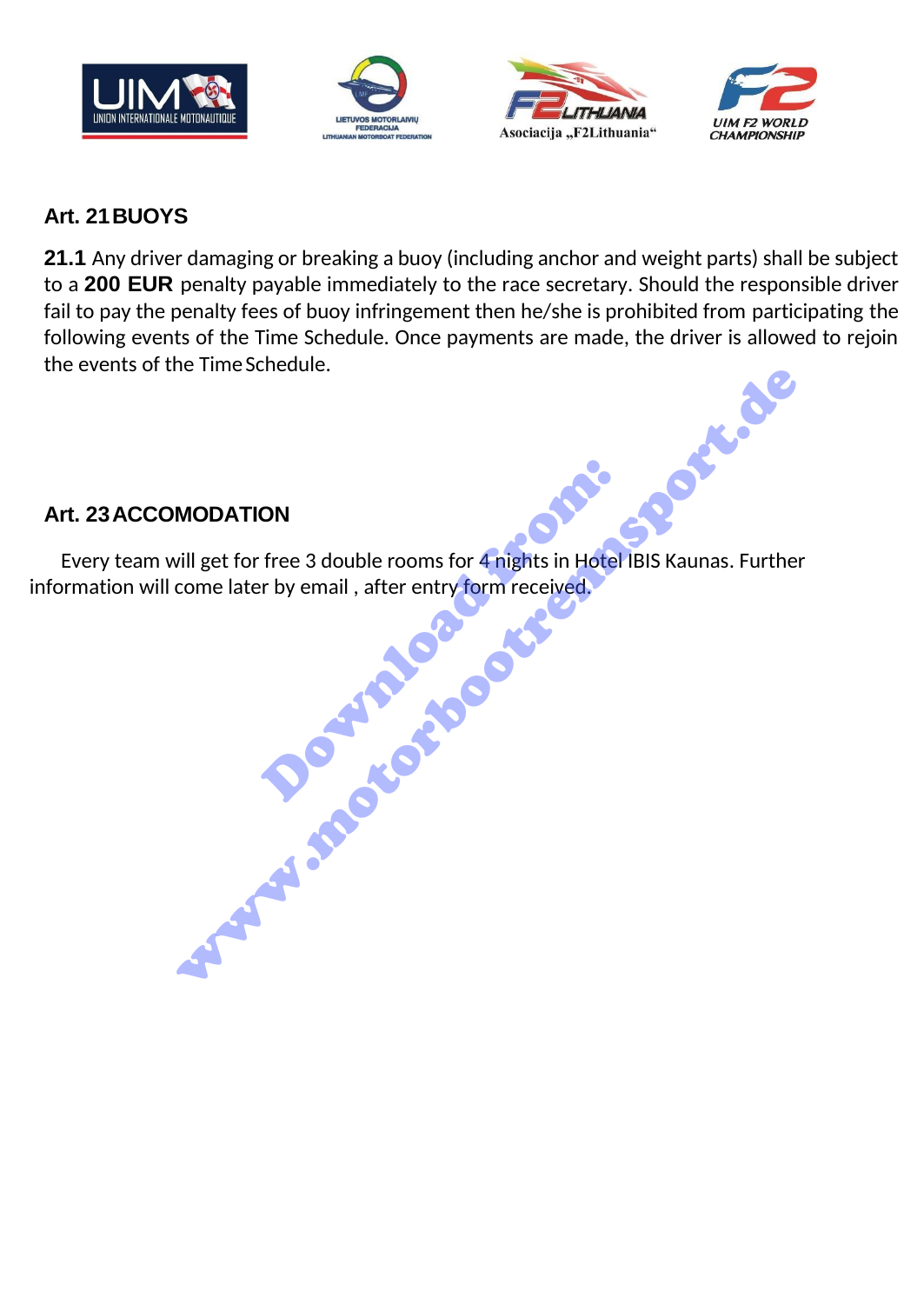## Art. 21 BUOYS

**21.1** Any driver damaging or breaking a buoy (including anchor and weight parts) shall be subject to a **200 EUR** penalty payable immediately to the race secretary. Should the responsible driver fail to pay the penalty fees of buoy infringement then he/she is prohibited from participating the following events of the Time Schedule. Once payments are made, the driver is allowed to rejoin the events of the Time Schedule.

## Art. 23 ACCOMODATION

Every team will get for free 3 double rooms for 4 nights in Hotel IBIS Kaunas. Further information will come later by email , after entry form received.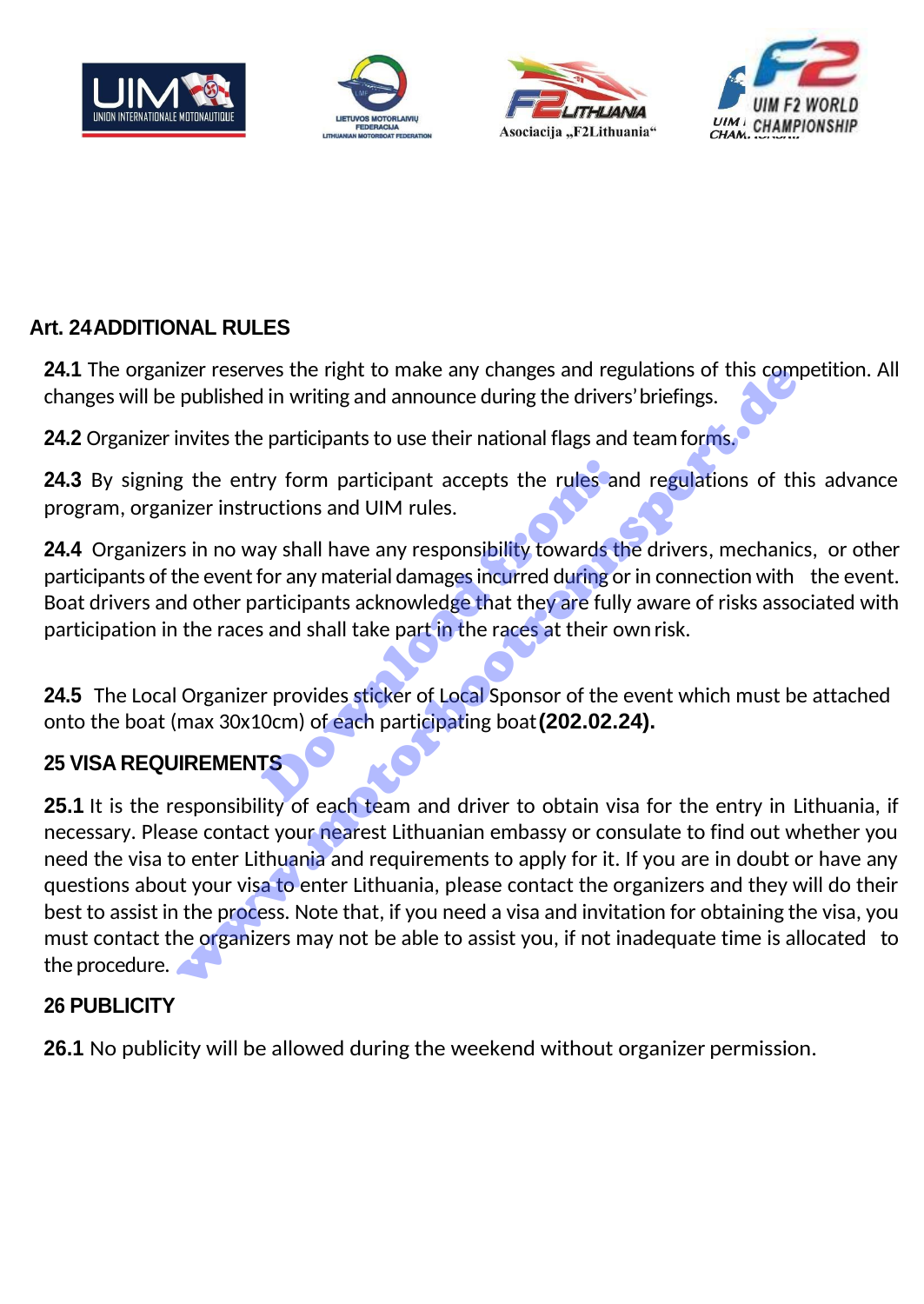## Art. 24 ADDITIONAL RULES

**24.1** The organizer reserves the right to make any changes and regulations of this competition. All changes will be published in writing and announce during the drivers' briefings.

**24.2** Organizer invites the participants to use their national flags and team forms.

**24.3** By signing the entry form participant accepts the rules and regulations of this advance program, organizer instructions and UIM rules.

**24.4** Organizers in no way shall have any responsibility towards the drivers, mechanics, or other participants of the event for any material damages incurred during or in connection with the event. Boat drivers and other participants acknowledge that they are fully aware of risks associated with participation in the races and shall take part in the races at their own risk.

**24.5** The Local Organizer provides sticker of Local Sponsor of the event which must be attached onto the boat (max 30x10cm) of each participating boat **(202.02.24).**

## 25 VISA REQUIREMENTS

**25.1** It is the responsibility of each team and driver to obtain visa for the entry in Lithuania, if necessary. Please contact your nearest Lithuanian embassy or consulate to find out whether you need the visa to enter Lithuania and requirements to apply for it. If you are in doubt or have any questions about your visa to enter Lithuania, please contact the organizers and they will do their best to assist in the process. Note that, if you need a visa and invitation for obtaining the visa, you must contact the organizers may not be able to assist you, if not inadequate time is allocated to the procedure.

## 26 PUBLICITY

**26.1** No publicity will be allowed during the weekend without organizer permission.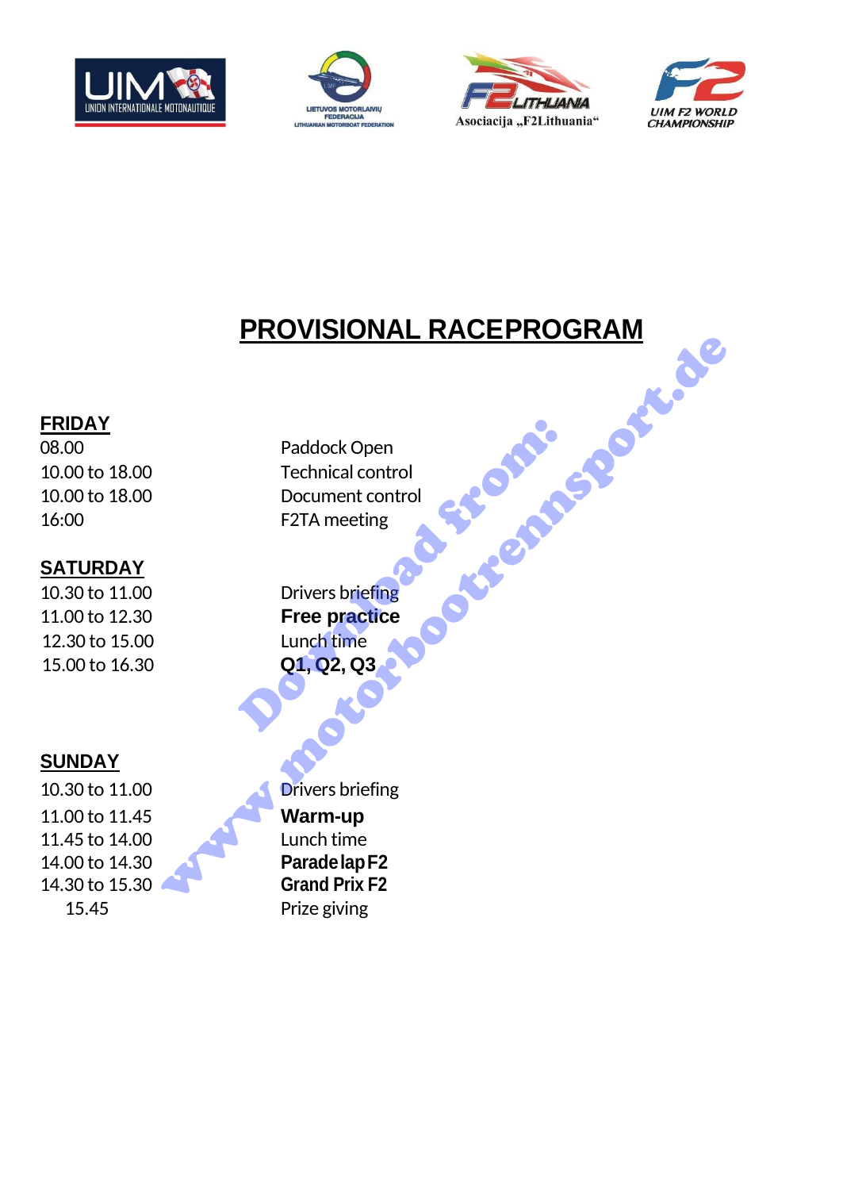# PROVISIONAL RACEPROGRAM

## FRIDAY

| | |
|---|---|
| 08.00 | Paddock Open |
| 10.00 to 18.00 | Technical control |
| 10.00 to 18.00 | Document control |
| 16:00 | F2TA meeting |

## SATURDAY

| | |
|---|---|
| 10.30 to 11.00 | Drivers briefing |
| 11.00 to 12.30 | **Free practice** |
| 12.30 to 15.00 | Lunch time |
| 15.00 to 16.30 | **Q1, Q2, Q3** |

## SUNDAY

| | |
|---|---|
| 10.30 to 11.00 | Drivers briefing |
| 11.00 to 11.45 | **Warm-up** |
| 11.45 to 14.00 | Lunch time |
| 14.00 to 14.30 | **Parade lap F2** |
| 14.30 to 15.30 | **Grand Prix F2** |
| 15.45 | Prize giving |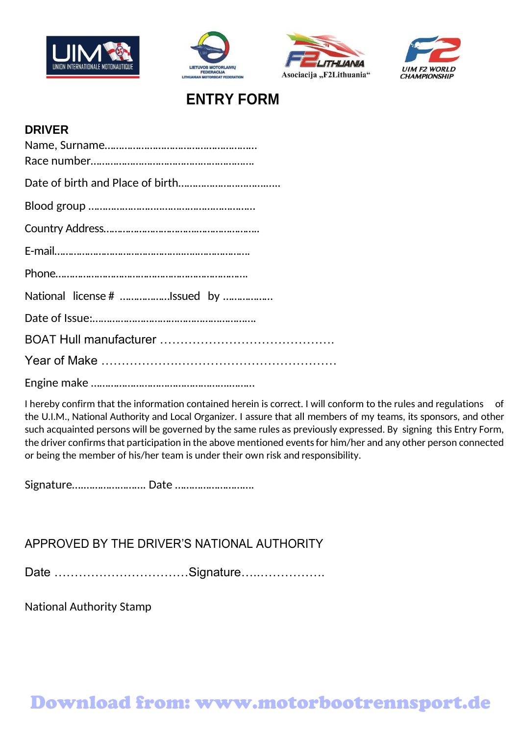UIM UNION INTERNATIONALE MOTONAUTIQUE — LIETUVOS MOTORLAIVIŲ FEDERACIJA LITHUANIAN MOTORBOAT FEDERATION — F2 LITHUANIA Asociacija „F2Lithuania" — UIM F2 WORLD CHAMPIONSHIP

# ENTRY FORM

## DRIVER

Name, Surname………………………………………………

Race number…………………………………………………

Date of birth and Place of birth………………………………

Blood group …………………………………………………

Country Address……………………………………………

E-mail…………………………………………………………

Phone…………………………………………………………

National license # ………………Issued by ………………

Date of Issue:…………………………………………………

BOAT Hull manufacturer ……………………………………

Year of Make …………………………………………………

Engine make …………………………………………………

I hereby confirm that the information contained herein is correct. I will conform to the rules and regulations of the U.I.M., National Authority and Local Organizer. I assure that all members of my teams, its sponsors, and other such acquainted persons will be governed by the same rules as previously expressed. By signing this Entry Form, the driver confirms that participation in the above mentioned events for him/her and any other person connected or being the member of his/her team is under their own risk and responsibility.

Signature…………………… Date ………………………

APPROVED BY THE DRIVER'S NATIONAL AUTHORITY

Date ……………………………Signature…………………

National Authority Stamp

Download from: www.motorbootrennsport.de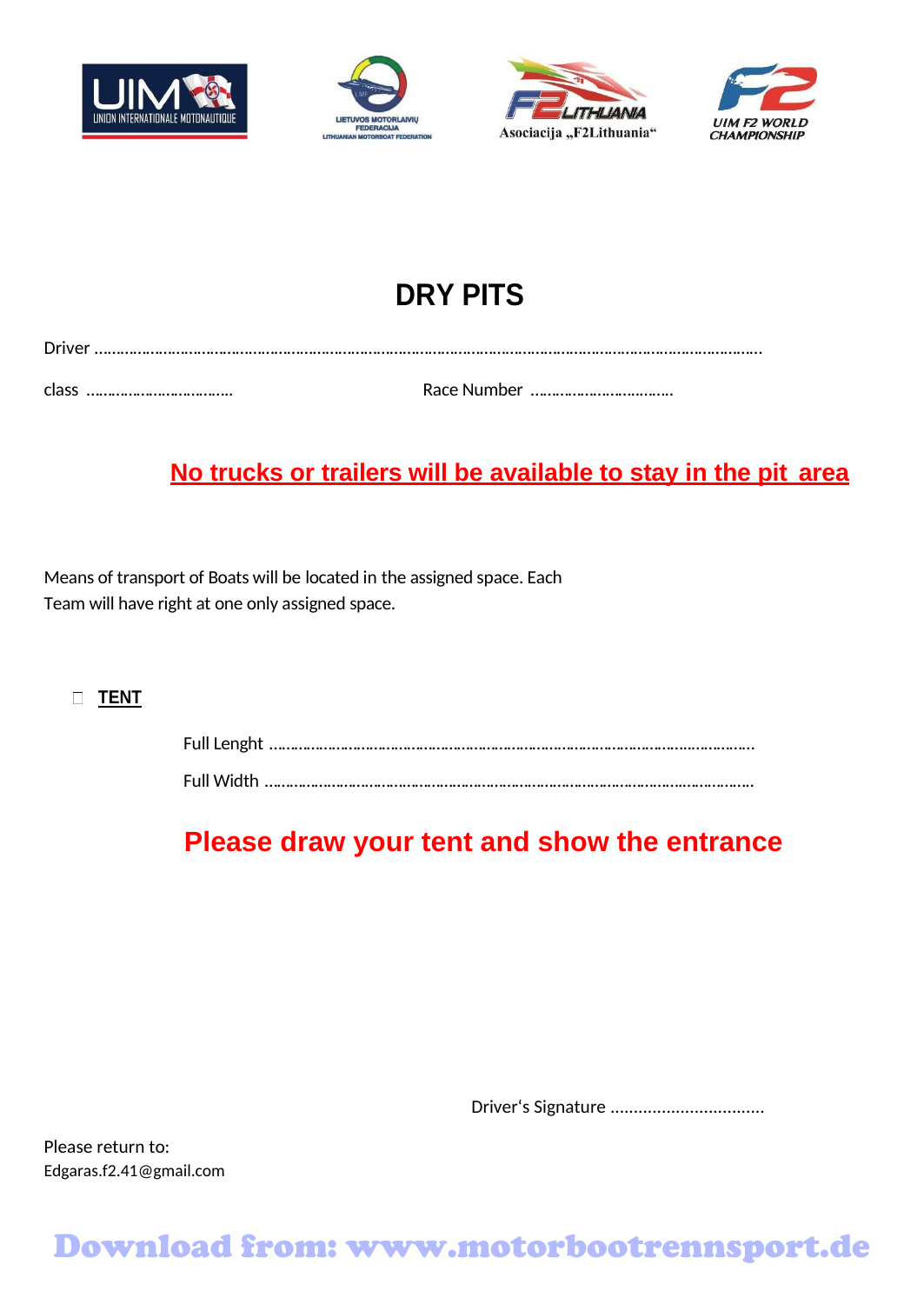UIM UNION INTERNATIONALE MOTONAUTIQUE

LIETUVOS MOTORLAIVIŲ FEDERACIJA
LITHUANIAN MOTORBOAT FEDERATION

F2 LITHUANIA
Asociacija „F2Lithuania"

UIM F2 WORLD CHAMPIONSHIP

# DRY PITS

Driver ……………………………………………………………………………………………………………………………………….

class …………………………… Race Number ……………………………

**No trucks or trailers will be available to stay in the pit area**

Means of transport of Boats will be located in the assigned space. Each Team will have right at one only assigned space.

☐ **TENT**

Full Lenght …………………………………………………………………………………………………….

Full Width ……………………………………………………………………………………………………..

**Please draw your tent and show the entrance**

Driver's Signature .................................

Please return to:
Edgaras.f2.41@gmail.com

Download from: www.motorbootrennsport.de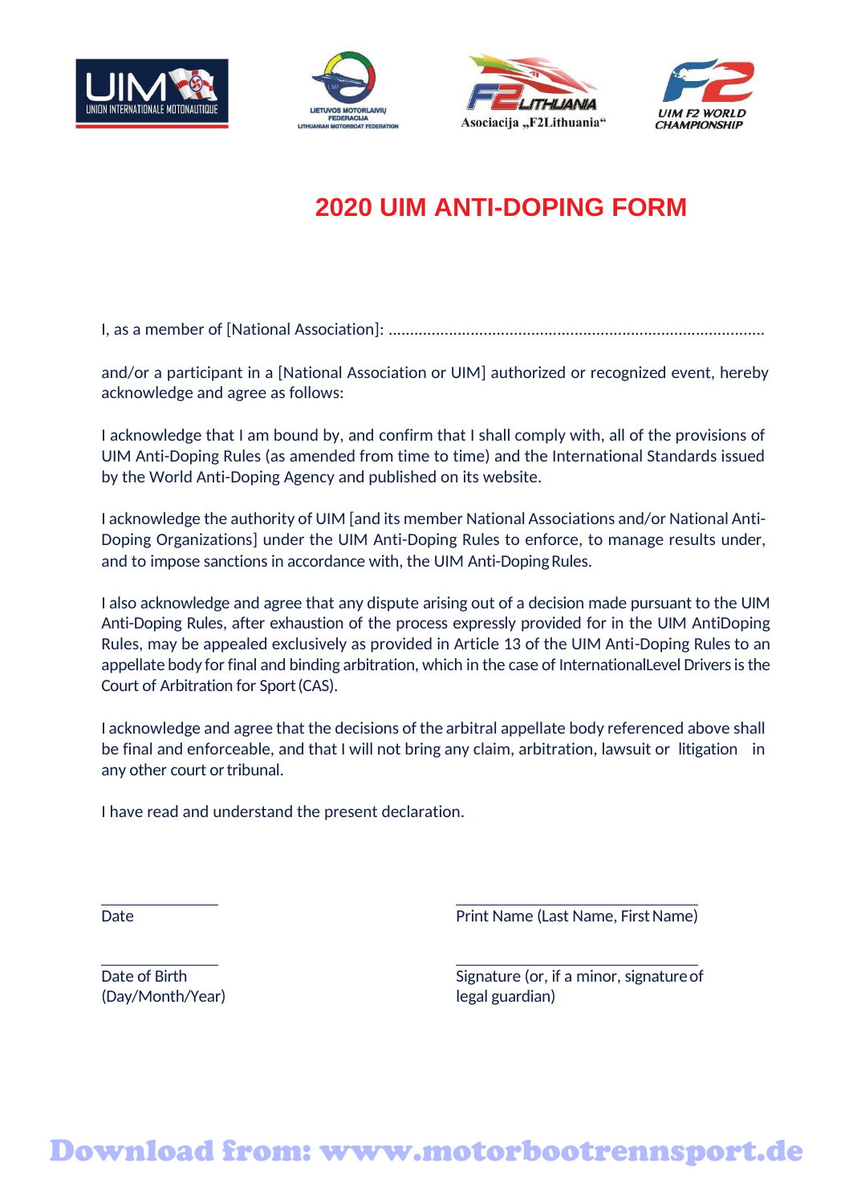# 2020 UIM ANTI-DOPING FORM

I, as a member of [National Association]: ......................................................................................

and/or a participant in a [National Association or UIM] authorized or recognized event, hereby acknowledge and agree as follows:

I acknowledge that I am bound by, and confirm that I shall comply with, all of the provisions of UIM Anti-Doping Rules (as amended from time to time) and the International Standards issued by the World Anti-Doping Agency and published on its website.

I acknowledge the authority of UIM [and its member National Associations and/or National Anti-Doping Organizations] under the UIM Anti-Doping Rules to enforce, to manage results under, and to impose sanctions in accordance with, the UIM Anti-Doping Rules.

I also acknowledge and agree that any dispute arising out of a decision made pursuant to the UIM Anti-Doping Rules, after exhaustion of the process expressly provided for in the UIM AntiDoping Rules, may be appealed exclusively as provided in Article 13 of the UIM Anti-Doping Rules to an appellate body for final and binding arbitration, which in the case of InternationalLevel Drivers is the Court of Arbitration for Sport (CAS).

I acknowledge and agree that the decisions of the arbitral appellate body referenced above shall be final and enforceable, and that I will not bring any claim, arbitration, lawsuit or litigation in any other court or tribunal.

I have read and understand the present declaration.

| | |
|---|---|
| Date | Print Name (Last Name, First Name) |
| Date of Birth (Day/Month/Year) | Signature (or, if a minor, signature of legal guardian) |

Download from: www.motorbootrennsport.de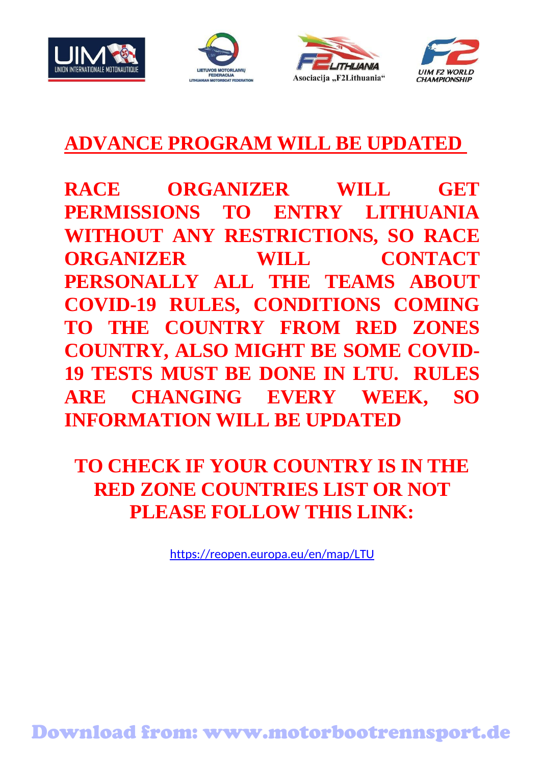## ADVANCE PROGRAM WILL BE UPDATED

**RACE ORGANIZER WILL GET PERMISSIONS TO ENTRY LITHUANIA WITHOUT ANY RESTRICTIONS, SO RACE ORGANIZER WILL CONTACT PERSONALLY ALL THE TEAMS ABOUT COVID-19 RULES, CONDITIONS COMING TO THE COUNTRY FROM RED ZONES COUNTRY, ALSO MIGHT BE SOME COVID-19 TESTS MUST BE DONE IN LTU. RULES ARE CHANGING EVERY WEEK, SO INFORMATION WILL BE UPDATED**

**TO CHECK IF YOUR COUNTRY IS IN THE RED ZONE COUNTRIES LIST OR NOT PLEASE FOLLOW THIS LINK:**

https://reopen.europa.eu/en/map/LTU

Download from: www.motorbootrennsport.de